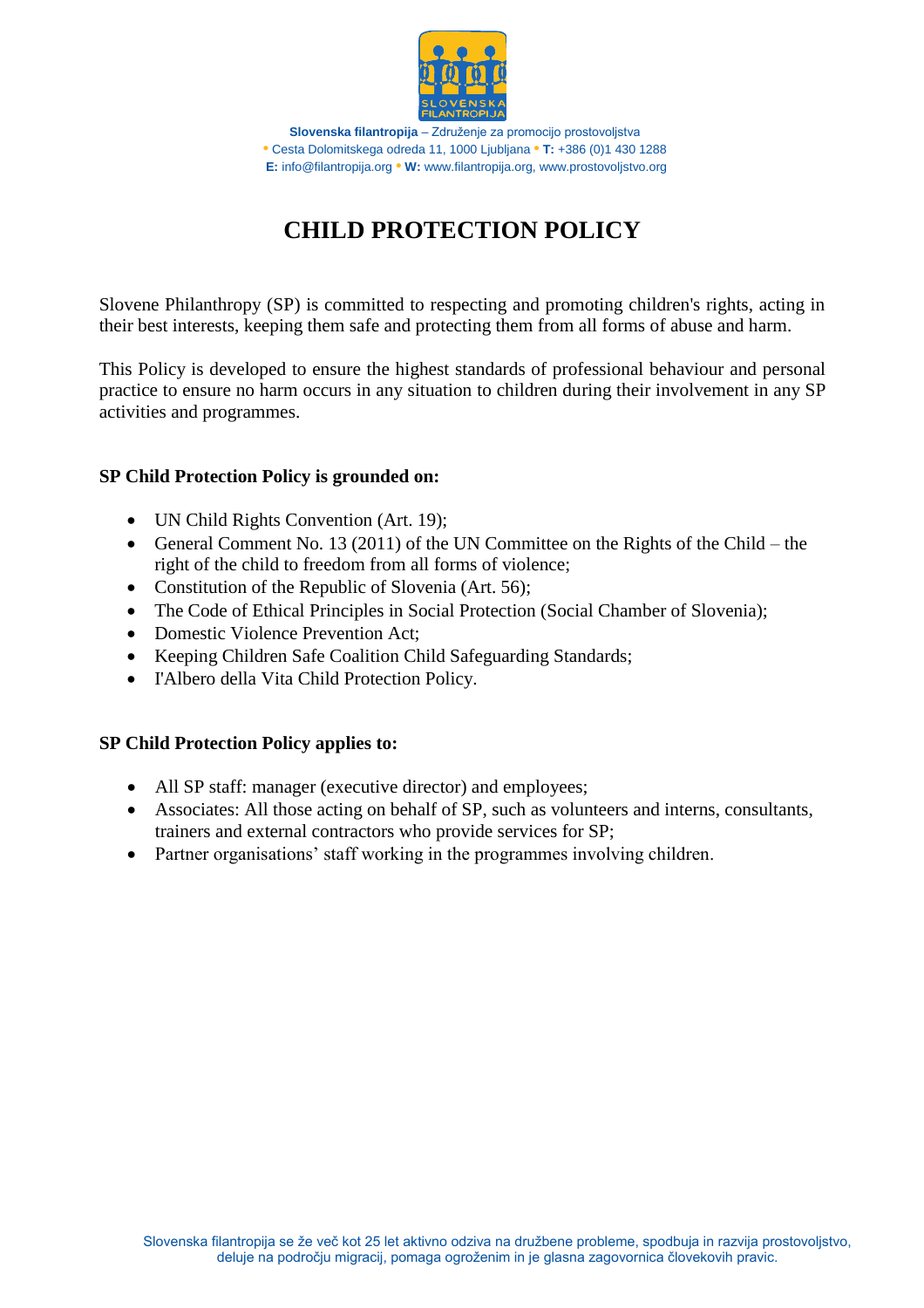# CHILD PROTECTION POLICY

Slovene Philanthropy (SP) is committed to respecting and promoting children's rights, acting in their best interests, keeping them safe and protecting them from all forms of abuse and harm.

This Policy is developed to ensure the highest standards of professional behaviour and personal practice to ensure no harm occurs in any situation to children during their involvement in any SP activities and programmes.

**SP Child Protection Policy is grounded on:**

- UN Child Rights Convention (Art. 19);
- General Comment No. 13 (2011) of the UN Committee on the Rights of the Child – the right of the child to freedom from all forms of violence;
- Constitution of the Republic of Slovenia (Art. 56);
- The Code of Ethical Principles in Social Protection (Social Chamber of Slovenia);
- Domestic Violence Prevention Act;
- Keeping Children Safe Coalition Child Safeguarding Standards;
- I'Albero della Vita Child Protection Policy.

**SP Child Protection Policy applies to:**

- All SP staff: manager (executive director) and employees;
- Associates: All those acting on behalf of SP, such as volunteers and interns, consultants, trainers and external contractors who provide services for SP;
- Partner organisations' staff working in the programmes involving children.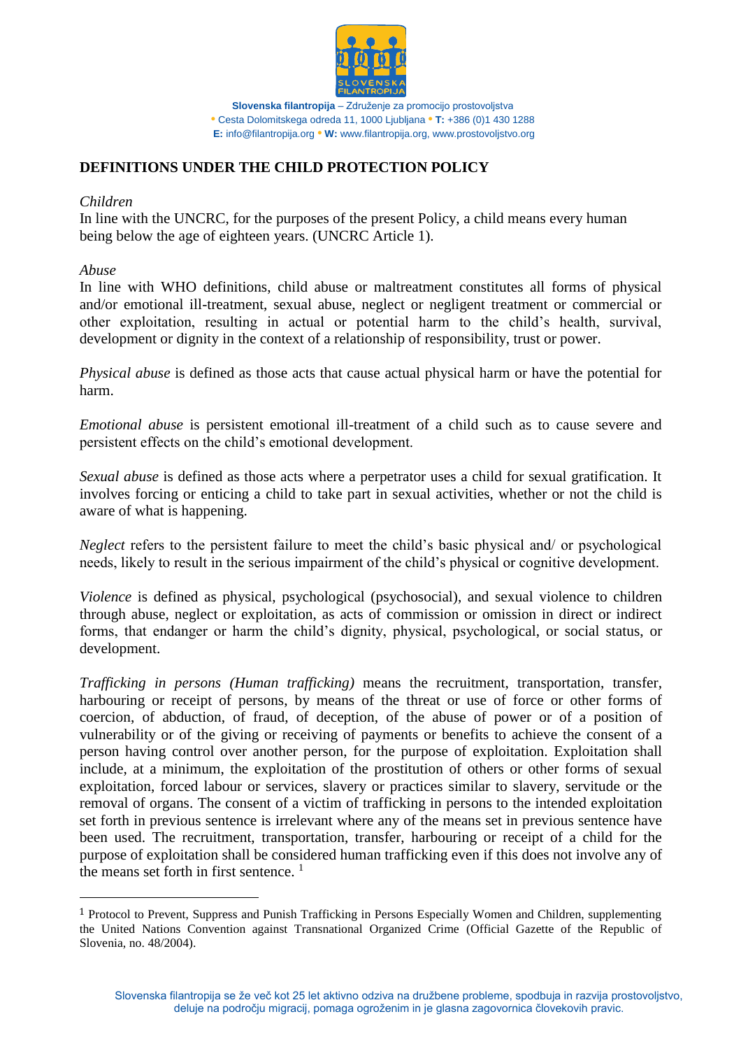## DEFINITIONS UNDER THE CHILD PROTECTION POLICY

*Children*

In line with the UNCRC, for the purposes of the present Policy, a child means every human being below the age of eighteen years. (UNCRC Article 1).

*Abuse*

In line with WHO definitions, child abuse or maltreatment constitutes all forms of physical and/or emotional ill-treatment, sexual abuse, neglect or negligent treatment or commercial or other exploitation, resulting in actual or potential harm to the child's health, survival, development or dignity in the context of a relationship of responsibility, trust or power.

*Physical abuse* is defined as those acts that cause actual physical harm or have the potential for harm.

*Emotional abuse* is persistent emotional ill-treatment of a child such as to cause severe and persistent effects on the child's emotional development.

*Sexual abuse* is defined as those acts where a perpetrator uses a child for sexual gratification. It involves forcing or enticing a child to take part in sexual activities, whether or not the child is aware of what is happening.

*Neglect* refers to the persistent failure to meet the child's basic physical and/ or psychological needs, likely to result in the serious impairment of the child's physical or cognitive development.

*Violence* is defined as physical, psychological (psychosocial), and sexual violence to children through abuse, neglect or exploitation, as acts of commission or omission in direct or indirect forms, that endanger or harm the child's dignity, physical, psychological, or social status, or development.

*Trafficking in persons (Human trafficking)* means the recruitment, transportation, transfer, harbouring or receipt of persons, by means of the threat or use of force or other forms of coercion, of abduction, of fraud, of deception, of the abuse of power or of a position of vulnerability or of the giving or receiving of payments or benefits to achieve the consent of a person having control over another person, for the purpose of exploitation. Exploitation shall include, at a minimum, the exploitation of the prostitution of others or other forms of sexual exploitation, forced labour or services, slavery or practices similar to slavery, servitude or the removal of organs. The consent of a victim of trafficking in persons to the intended exploitation set forth in previous sentence is irrelevant where any of the means set in previous sentence have been used. The recruitment, transportation, transfer, harbouring or receipt of a child for the purpose of exploitation shall be considered human trafficking even if this does not involve any of the means set forth in first sentence. [1]

[1] Protocol to Prevent, Suppress and Punish Trafficking in Persons Especially Women and Children, supplementing the United Nations Convention against Transnational Organized Crime (Official Gazette of the Republic of Slovenia, no. 48/2004).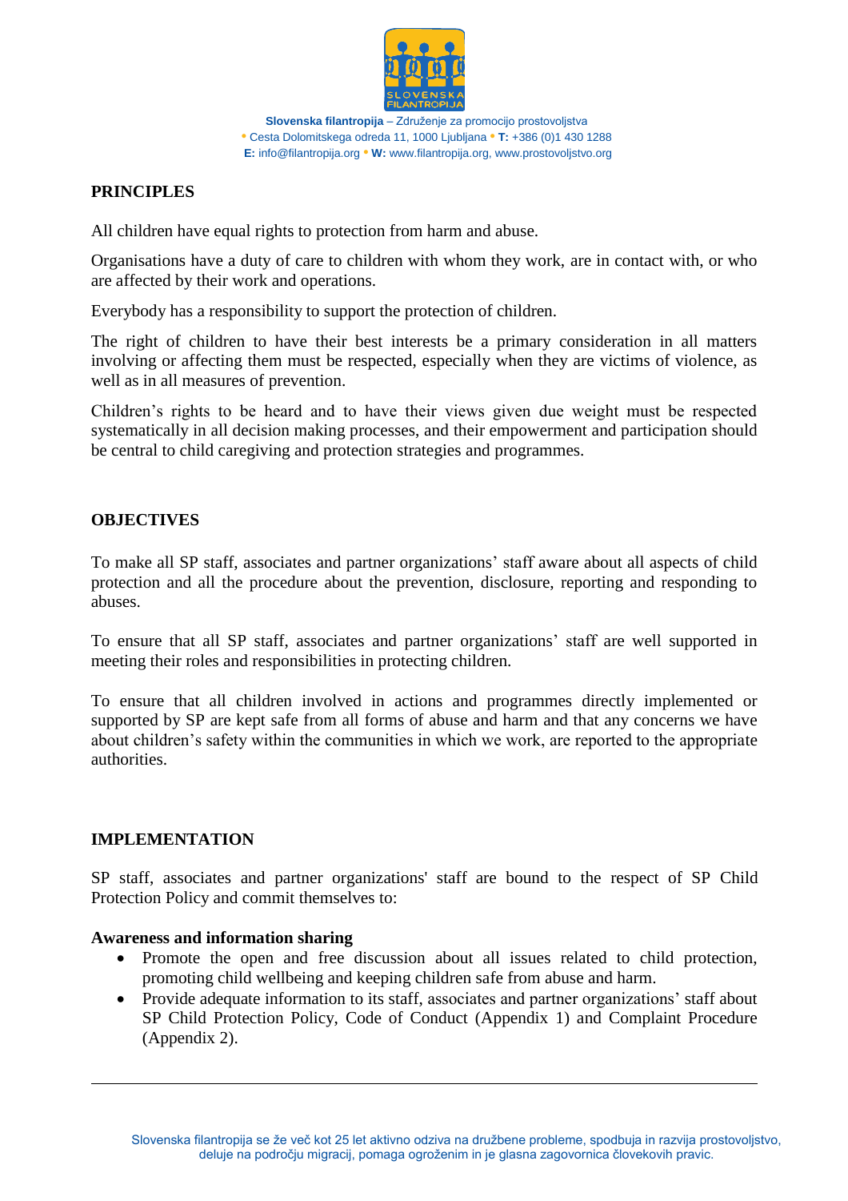## PRINCIPLES

All children have equal rights to protection from harm and abuse.

Organisations have a duty of care to children with whom they work, are in contact with, or who are affected by their work and operations.

Everybody has a responsibility to support the protection of children.

The right of children to have their best interests be a primary consideration in all matters involving or affecting them must be respected, especially when they are victims of violence, as well as in all measures of prevention.

Children's rights to be heard and to have their views given due weight must be respected systematically in all decision making processes, and their empowerment and participation should be central to child caregiving and protection strategies and programmes.

## OBJECTIVES

To make all SP staff, associates and partner organizations' staff aware about all aspects of child protection and all the procedure about the prevention, disclosure, reporting and responding to abuses.

To ensure that all SP staff, associates and partner organizations' staff are well supported in meeting their roles and responsibilities in protecting children.

To ensure that all children involved in actions and programmes directly implemented or supported by SP are kept safe from all forms of abuse and harm and that any concerns we have about children's safety within the communities in which we work, are reported to the appropriate authorities.

## IMPLEMENTATION

SP staff, associates and partner organizations' staff are bound to the respect of SP Child Protection Policy and commit themselves to:

**Awareness and information sharing**

- Promote the open and free discussion about all issues related to child protection, promoting child wellbeing and keeping children safe from abuse and harm.
- Provide adequate information to its staff, associates and partner organizations' staff about SP Child Protection Policy, Code of Conduct (Appendix 1) and Complaint Procedure (Appendix 2).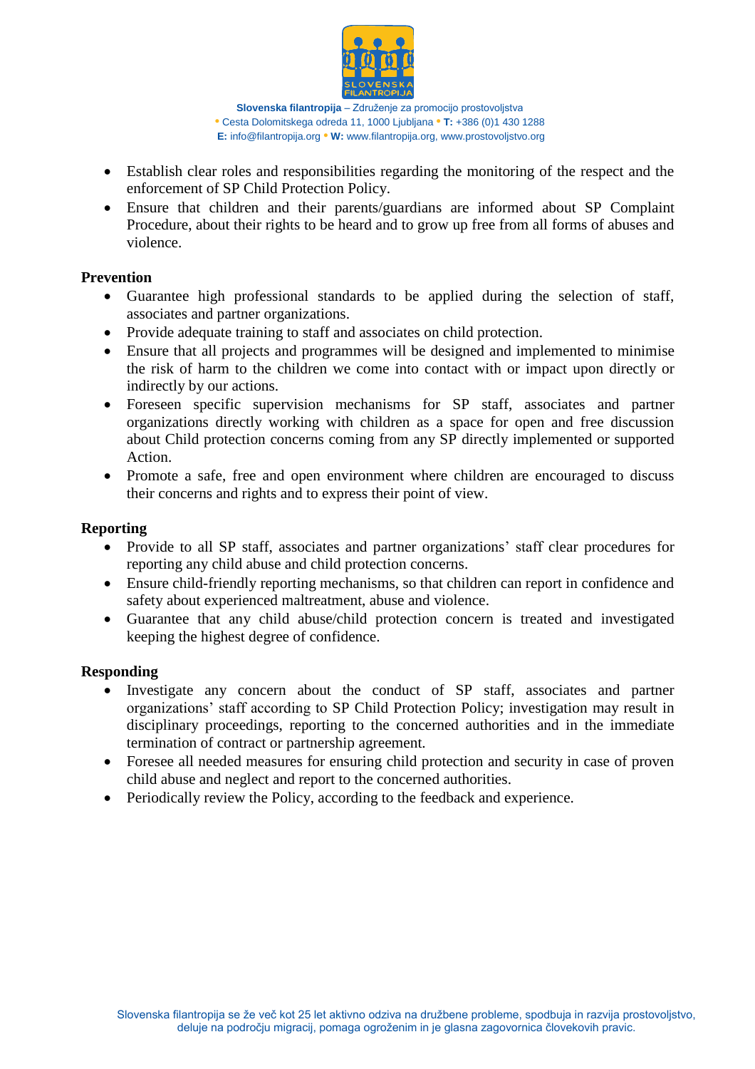- Establish clear roles and responsibilities regarding the monitoring of the respect and the enforcement of SP Child Protection Policy.
- Ensure that children and their parents/guardians are informed about SP Complaint Procedure, about their rights to be heard and to grow up free from all forms of abuses and violence.

**Prevention**

- Guarantee high professional standards to be applied during the selection of staff, associates and partner organizations.
- Provide adequate training to staff and associates on child protection.
- Ensure that all projects and programmes will be designed and implemented to minimise the risk of harm to the children we come into contact with or impact upon directly or indirectly by our actions.
- Foreseen specific supervision mechanisms for SP staff, associates and partner organizations directly working with children as a space for open and free discussion about Child protection concerns coming from any SP directly implemented or supported Action.
- Promote a safe, free and open environment where children are encouraged to discuss their concerns and rights and to express their point of view.

**Reporting**

- Provide to all SP staff, associates and partner organizations' staff clear procedures for reporting any child abuse and child protection concerns.
- Ensure child-friendly reporting mechanisms, so that children can report in confidence and safety about experienced maltreatment, abuse and violence.
- Guarantee that any child abuse/child protection concern is treated and investigated keeping the highest degree of confidence.

**Responding**

- Investigate any concern about the conduct of SP staff, associates and partner organizations' staff according to SP Child Protection Policy; investigation may result in disciplinary proceedings, reporting to the concerned authorities and in the immediate termination of contract or partnership agreement.
- Foresee all needed measures for ensuring child protection and security in case of proven child abuse and neglect and report to the concerned authorities.
- Periodically review the Policy, according to the feedback and experience.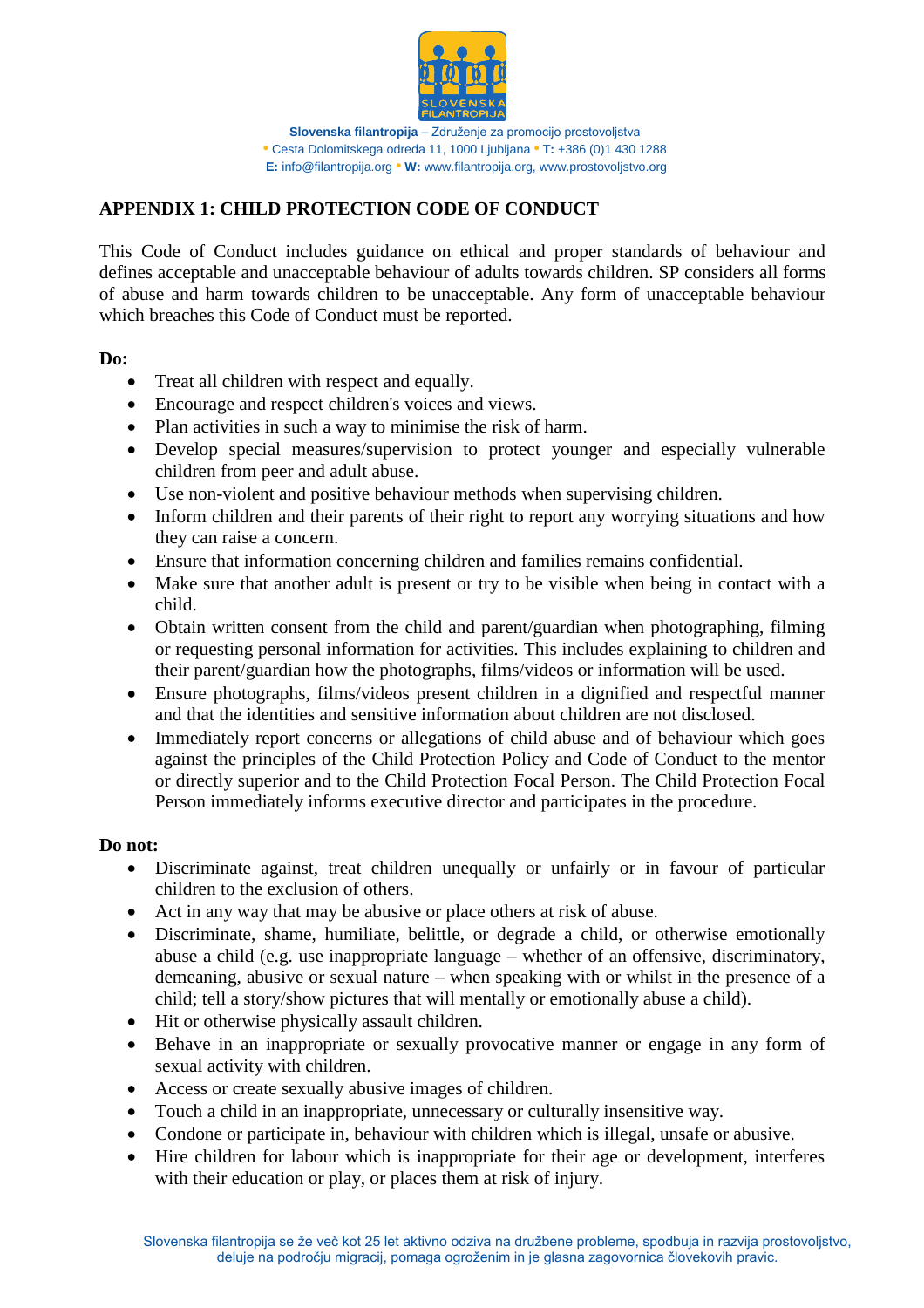## APPENDIX 1: CHILD PROTECTION CODE OF CONDUCT

This Code of Conduct includes guidance on ethical and proper standards of behaviour and defines acceptable and unacceptable behaviour of adults towards children. SP considers all forms of abuse and harm towards children to be unacceptable. Any form of unacceptable behaviour which breaches this Code of Conduct must be reported.

**Do:**

- Treat all children with respect and equally.
- Encourage and respect children's voices and views.
- Plan activities in such a way to minimise the risk of harm.
- Develop special measures/supervision to protect younger and especially vulnerable children from peer and adult abuse.
- Use non-violent and positive behaviour methods when supervising children.
- Inform children and their parents of their right to report any worrying situations and how they can raise a concern.
- Ensure that information concerning children and families remains confidential.
- Make sure that another adult is present or try to be visible when being in contact with a child.
- Obtain written consent from the child and parent/guardian when photographing, filming or requesting personal information for activities. This includes explaining to children and their parent/guardian how the photographs, films/videos or information will be used.
- Ensure photographs, films/videos present children in a dignified and respectful manner and that the identities and sensitive information about children are not disclosed.
- Immediately report concerns or allegations of child abuse and of behaviour which goes against the principles of the Child Protection Policy and Code of Conduct to the mentor or directly superior and to the Child Protection Focal Person. The Child Protection Focal Person immediately informs executive director and participates in the procedure.

**Do not:**

- Discriminate against, treat children unequally or unfairly or in favour of particular children to the exclusion of others.
- Act in any way that may be abusive or place others at risk of abuse.
- Discriminate, shame, humiliate, belittle, or degrade a child, or otherwise emotionally abuse a child (e.g. use inappropriate language – whether of an offensive, discriminatory, demeaning, abusive or sexual nature – when speaking with or whilst in the presence of a child; tell a story/show pictures that will mentally or emotionally abuse a child).
- Hit or otherwise physically assault children.
- Behave in an inappropriate or sexually provocative manner or engage in any form of sexual activity with children.
- Access or create sexually abusive images of children.
- Touch a child in an inappropriate, unnecessary or culturally insensitive way.
- Condone or participate in, behaviour with children which is illegal, unsafe or abusive.
- Hire children for labour which is inappropriate for their age or development, interferes with their education or play, or places them at risk of injury.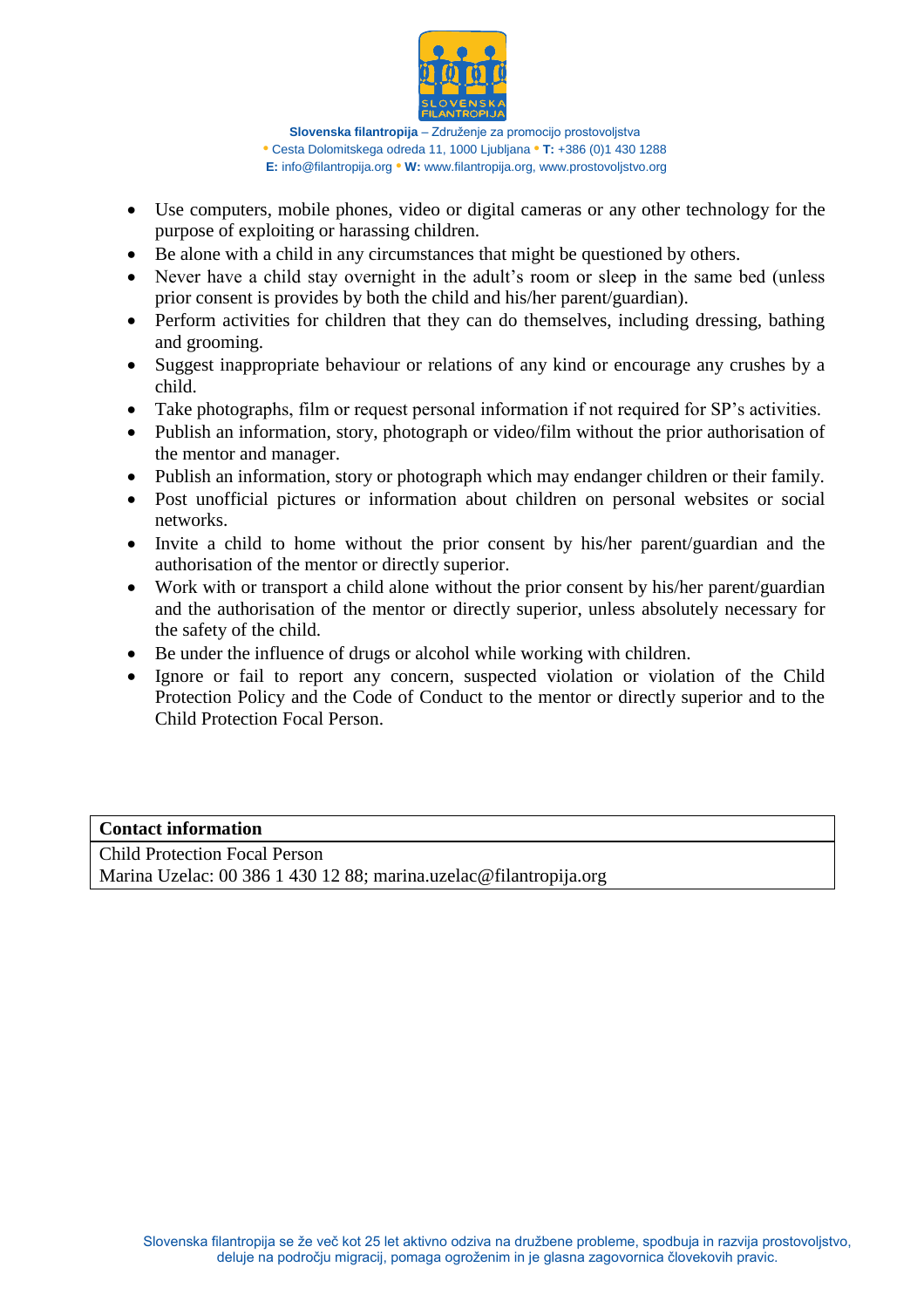- Use computers, mobile phones, video or digital cameras or any other technology for the purpose of exploiting or harassing children.
- Be alone with a child in any circumstances that might be questioned by others.
- Never have a child stay overnight in the adult's room or sleep in the same bed (unless prior consent is provides by both the child and his/her parent/guardian).
- Perform activities for children that they can do themselves, including dressing, bathing and grooming.
- Suggest inappropriate behaviour or relations of any kind or encourage any crushes by a child.
- Take photographs, film or request personal information if not required for SP's activities.
- Publish an information, story, photograph or video/film without the prior authorisation of the mentor and manager.
- Publish an information, story or photograph which may endanger children or their family.
- Post unofficial pictures or information about children on personal websites or social networks.
- Invite a child to home without the prior consent by his/her parent/guardian and the authorisation of the mentor or directly superior.
- Work with or transport a child alone without the prior consent by his/her parent/guardian and the authorisation of the mentor or directly superior, unless absolutely necessary for the safety of the child.
- Be under the influence of drugs or alcohol while working with children.
- Ignore or fail to report any concern, suspected violation or violation of the Child Protection Policy and the Code of Conduct to the mentor or directly superior and to the Child Protection Focal Person.

| **Contact information** |
| --- |
| Child Protection Focal Person<br>Marina Uzelac: 00 386 1 430 12 88; marina.uzelac@filantropija.org |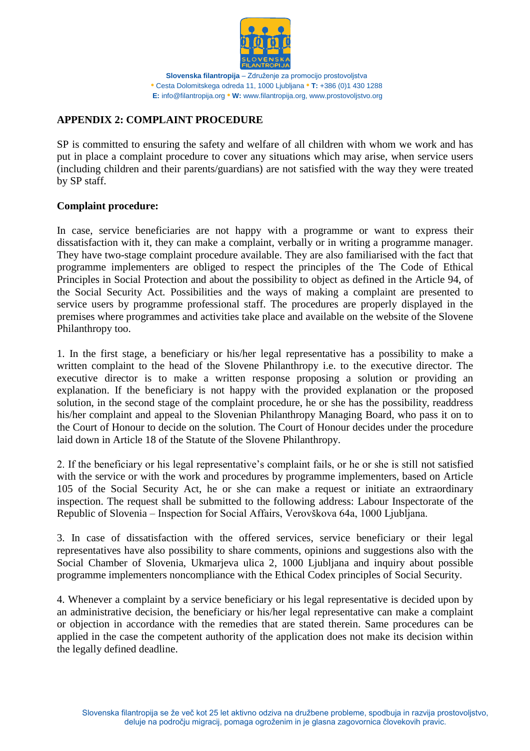## APPENDIX 2: COMPLAINT PROCEDURE

SP is committed to ensuring the safety and welfare of all children with whom we work and has put in place a complaint procedure to cover any situations which may arise, when service users (including children and their parents/guardians) are not satisfied with the way they were treated by SP staff.

**Complaint procedure:**

In case, service beneficiaries are not happy with a programme or want to express their dissatisfaction with it, they can make a complaint, verbally or in writing a programme manager. They have two-stage complaint procedure available. They are also familiarised with the fact that programme implementers are obliged to respect the principles of the The Code of Ethical Principles in Social Protection and about the possibility to object as defined in the Article 94, of the Social Security Act. Possibilities and the ways of making a complaint are presented to service users by programme professional staff. The procedures are properly displayed in the premises where programmes and activities take place and available on the website of the Slovene Philanthropy too.

1. In the first stage, a beneficiary or his/her legal representative has a possibility to make a written complaint to the head of the Slovene Philanthropy i.e. to the executive director. The executive director is to make a written response proposing a solution or providing an explanation. If the beneficiary is not happy with the provided explanation or the proposed solution, in the second stage of the complaint procedure, he or she has the possibility, readdress his/her complaint and appeal to the Slovenian Philanthropy Managing Board, who pass it on to the Court of Honour to decide on the solution. The Court of Honour decides under the procedure laid down in Article 18 of the Statute of the Slovene Philanthropy.

2. If the beneficiary or his legal representative's complaint fails, or he or she is still not satisfied with the service or with the work and procedures by programme implementers, based on Article 105 of the Social Security Act, he or she can make a request or initiate an extraordinary inspection. The request shall be submitted to the following address: Labour Inspectorate of the Republic of Slovenia – Inspection for Social Affairs, Verovškova 64a, 1000 Ljubljana.

3. In case of dissatisfaction with the offered services, service beneficiary or their legal representatives have also possibility to share comments, opinions and suggestions also with the Social Chamber of Slovenia, Ukmarjeva ulica 2, 1000 Ljubljana and inquiry about possible programme implementers noncompliance with the Ethical Codex principles of Social Security.

4. Whenever a complaint by a service beneficiary or his legal representative is decided upon by an administrative decision, the beneficiary or his/her legal representative can make a complaint or objection in accordance with the remedies that are stated therein. Same procedures can be applied in the case the competent authority of the application does not make its decision within the legally defined deadline.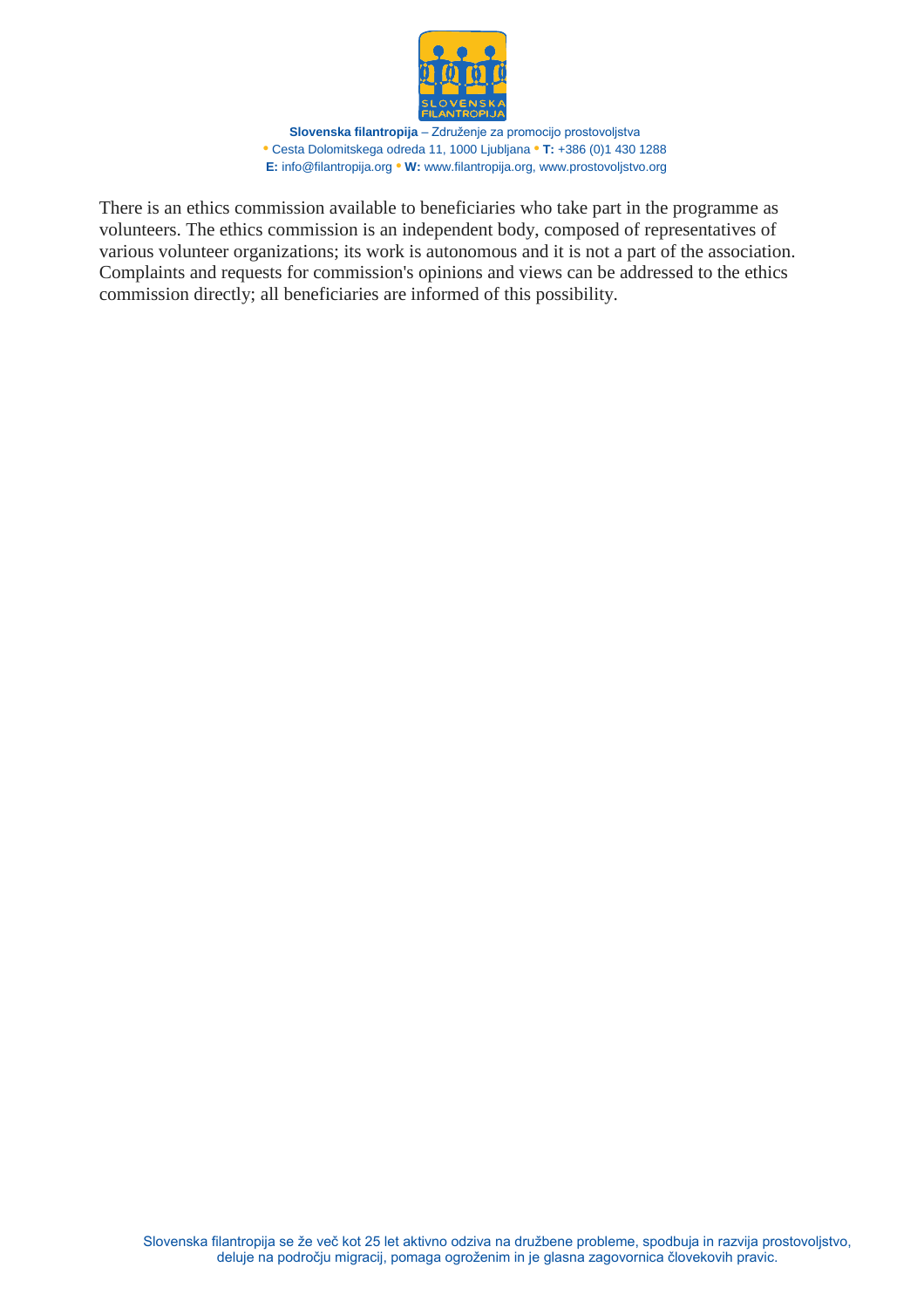There is an ethics commission available to beneficiaries who take part in the programme as volunteers. The ethics commission is an independent body, composed of representatives of various volunteer organizations; its work is autonomous and it is not a part of the association. Complaints and requests for commission's opinions and views can be addressed to the ethics commission directly; all beneficiaries are informed of this possibility.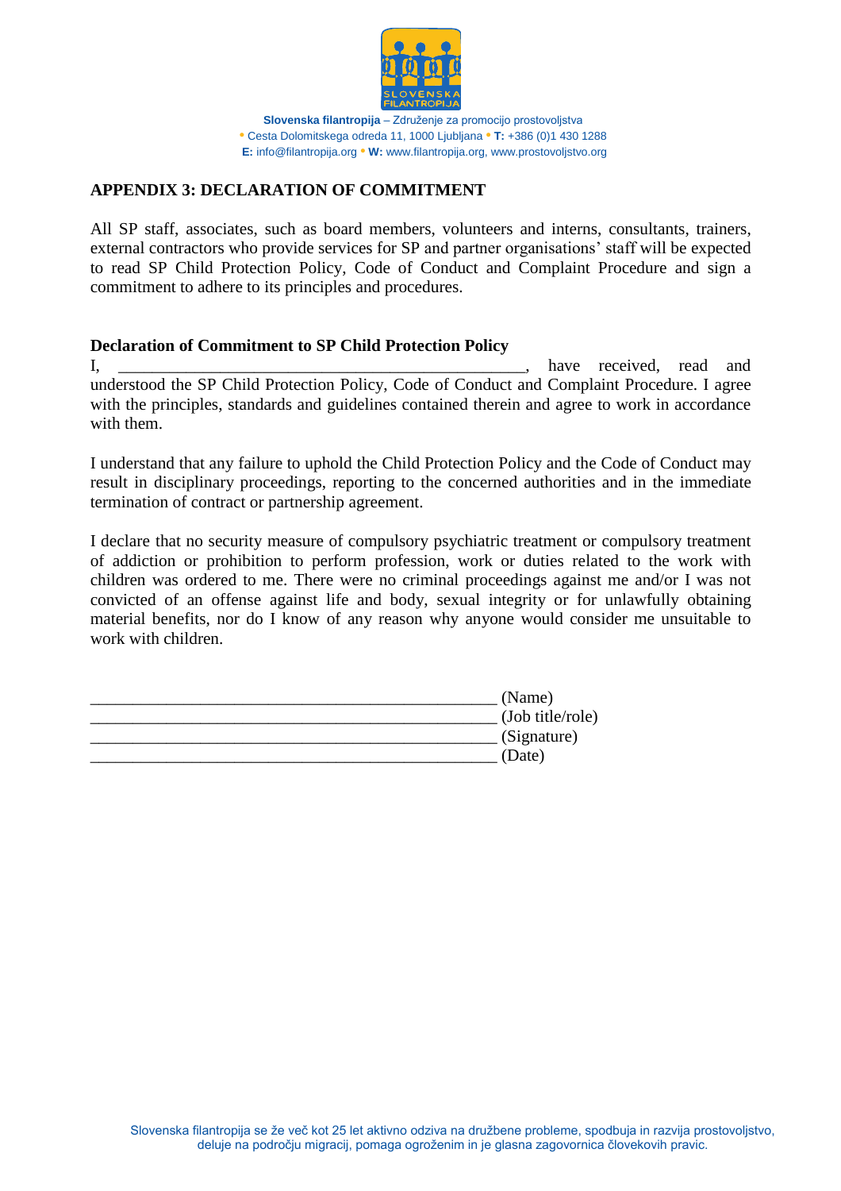## APPENDIX 3: DECLARATION OF COMMITMENT

All SP staff, associates, such as board members, volunteers and interns, consultants, trainers, external contractors who provide services for SP and partner organisations' staff will be expected to read SP Child Protection Policy, Code of Conduct and Complaint Procedure and sign a commitment to adhere to its principles and procedures.

**Declaration of Commitment to SP Child Protection Policy**

I, _______________________________________________, have received, read and understood the SP Child Protection Policy, Code of Conduct and Complaint Procedure. I agree with the principles, standards and guidelines contained therein and agree to work in accordance with them.

I understand that any failure to uphold the Child Protection Policy and the Code of Conduct may result in disciplinary proceedings, reporting to the concerned authorities and in the immediate termination of contract or partnership agreement.

I declare that no security measure of compulsory psychiatric treatment or compulsory treatment of addiction or prohibition to perform profession, work or duties related to the work with children was ordered to me. There were no criminal proceedings against me and/or I was not convicted of an offense against life and body, sexual integrity or for unlawfully obtaining material benefits, nor do I know of any reason why anyone would consider me unsuitable to work with children.

_______________________________________________ (Name)
_______________________________________________ (Job title/role)
_______________________________________________ (Signature)
_______________________________________________ (Date)